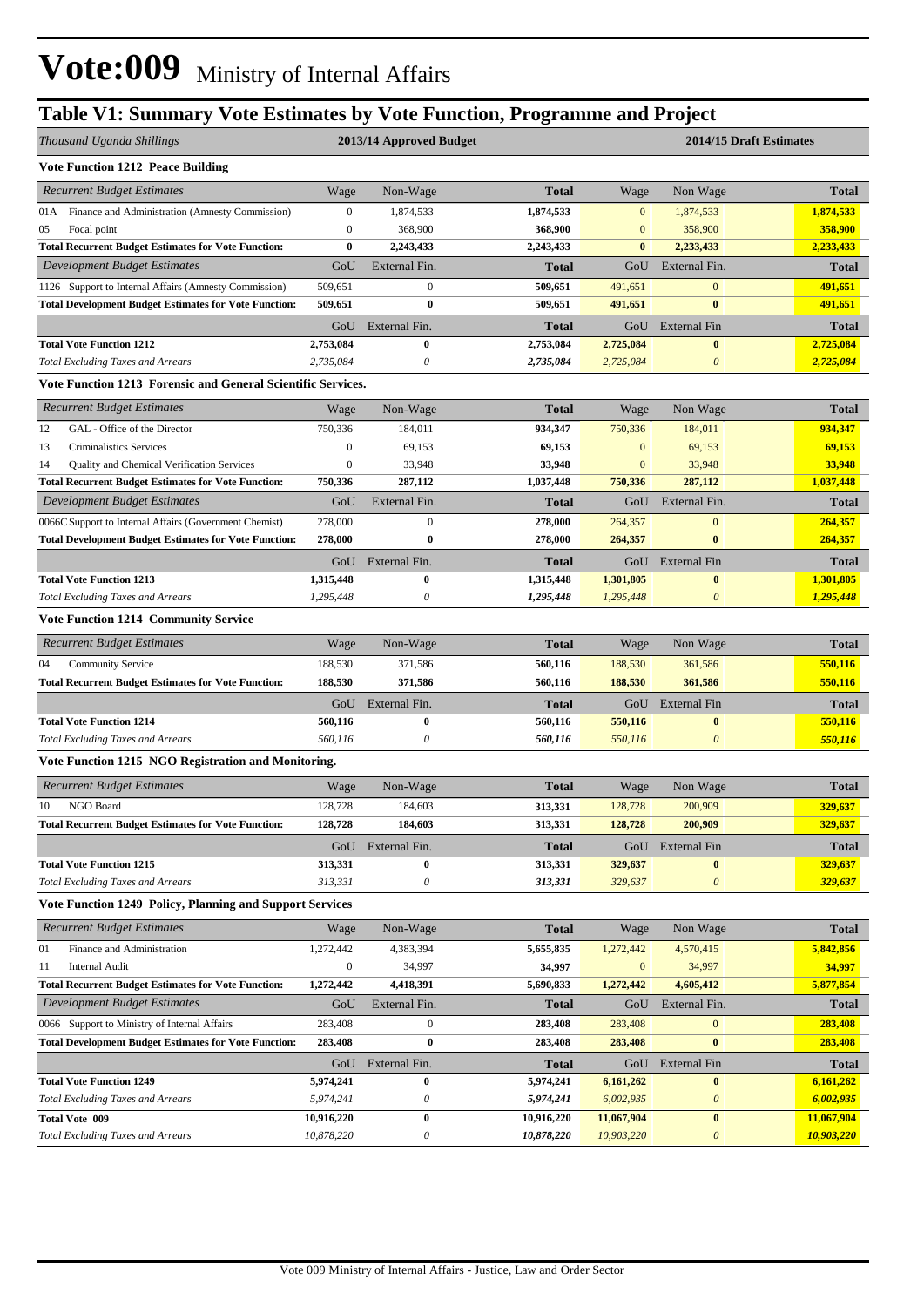# Vote:009 Ministry of Internal Affairs

## Table V1: Summary Vote Estimates by Vote Function, Programme and Project

| *Thousand Uganda Shillings* | 2013/14 Approved Budget | | | 2014/15 Draft Estimates | | |
|---|---|---|---|---|---|---|
| **Vote Function 1212 Peace Building** | | | | | | |
| *Recurrent Budget Estimates* | Wage | Non-Wage | Total | Wage | Non Wage | Total |
| 01A Finance and Administration (Amnesty Commission) | 0 | 1,874,533 | 1,874,533 | 0 | 1,874,533 | 1,874,533 |
| 05 Focal point | 0 | 368,900 | 368,900 | 0 | 358,900 | 358,900 |
| **Total Recurrent Budget Estimates for Vote Function:** | **0** | **2,243,433** | **2,243,433** | **0** | **2,233,433** | **2,233,433** |
| *Development Budget Estimates* | GoU | External Fin. | Total | GoU | External Fin. | Total |
| 1126 Support to Internal Affairs (Amnesty Commission) | 509,651 | 0 | 509,651 | 491,651 | 0 | 491,651 |
| **Total Development Budget Estimates for Vote Function:** | **509,651** | **0** | **509,651** | **491,651** | **0** | **491,651** |
| | GoU | External Fin. | Total | GoU | External Fin | Total |
| **Total Vote Function 1212** | **2,753,084** | **0** | **2,753,084** | **2,725,084** | **0** | **2,725,084** |
| *Total Excluding Taxes and Arrears* | *2,735,084* | *0* | *2,735,084* | *2,725,084* | *0* | *2,725,084* |
| **Vote Function 1213 Forensic and General Scientific Services.** | | | | | | |
| *Recurrent Budget Estimates* | Wage | Non-Wage | Total | Wage | Non Wage | Total |
| 12 GAL - Office of the Director | 750,336 | 184,011 | 934,347 | 750,336 | 184,011 | 934,347 |
| 13 Criminalistics Services | 0 | 69,153 | 69,153 | 0 | 69,153 | 69,153 |
| 14 Quality and Chemical Verification Services | 0 | 33,948 | 33,948 | 0 | 33,948 | 33,948 |
| **Total Recurrent Budget Estimates for Vote Function:** | **750,336** | **287,112** | **1,037,448** | **750,336** | **287,112** | **1,037,448** |
| *Development Budget Estimates* | GoU | External Fin. | Total | GoU | External Fin. | Total |
| 0066C Support to Internal Affairs (Government Chemist) | 278,000 | 0 | 278,000 | 264,357 | 0 | 264,357 |
| **Total Development Budget Estimates for Vote Function:** | **278,000** | **0** | **278,000** | **264,357** | **0** | **264,357** |
| | GoU | External Fin. | Total | GoU | External Fin | Total |
| **Total Vote Function 1213** | **1,315,448** | **0** | **1,315,448** | **1,301,805** | **0** | **1,301,805** |
| *Total Excluding Taxes and Arrears* | *1,295,448* | *0* | *1,295,448* | *1,295,448* | *0* | *1,295,448* |
| **Vote Function 1214 Community Service** | | | | | | |
| *Recurrent Budget Estimates* | Wage | Non-Wage | Total | Wage | Non Wage | Total |
| 04 Community Service | 188,530 | 371,586 | 560,116 | 188,530 | 361,586 | 550,116 |
| **Total Recurrent Budget Estimates for Vote Function:** | **188,530** | **371,586** | **560,116** | **188,530** | **361,586** | **550,116** |
| | GoU | External Fin. | Total | GoU | External Fin | Total |
| **Total Vote Function 1214** | **560,116** | **0** | **560,116** | **550,116** | **0** | **550,116** |
| *Total Excluding Taxes and Arrears* | *560,116* | *0* | *560,116* | *550,116* | *0* | *550,116* |
| **Vote Function 1215 NGO Registration and Monitoring.** | | | | | | |
| *Recurrent Budget Estimates* | Wage | Non-Wage | Total | Wage | Non Wage | Total |
| 10 NGO Board | 128,728 | 184,603 | 313,331 | 128,728 | 200,909 | 329,637 |
| **Total Recurrent Budget Estimates for Vote Function:** | **128,728** | **184,603** | **313,331** | **128,728** | **200,909** | **329,637** |
| | GoU | External Fin. | Total | GoU | External Fin | Total |
| **Total Vote Function 1215** | **313,331** | **0** | **313,331** | **329,637** | **0** | **329,637** |
| *Total Excluding Taxes and Arrears* | *313,331* | *0* | *313,331* | *329,637* | *0* | *329,637* |
| **Vote Function 1249 Policy, Planning and Support Services** | | | | | | |
| *Recurrent Budget Estimates* | Wage | Non-Wage | Total | Wage | Non Wage | Total |
| 01 Finance and Administration | 1,272,442 | 4,383,394 | 5,655,835 | 1,272,442 | 4,570,415 | 5,842,856 |
| 11 Internal Audit | 0 | 34,997 | 34,997 | 0 | 34,997 | 34,997 |
| **Total Recurrent Budget Estimates for Vote Function:** | **1,272,442** | **4,418,391** | **5,690,833** | **1,272,442** | **4,605,412** | **5,877,854** |
| *Development Budget Estimates* | GoU | External Fin. | Total | GoU | External Fin. | Total |
| 0066 Support to Ministry of Internal Affairs | 283,408 | 0 | 283,408 | 283,408 | 0 | 283,408 |
| **Total Development Budget Estimates for Vote Function:** | **283,408** | **0** | **283,408** | **283,408** | **0** | **283,408** |
| | GoU | External Fin. | Total | GoU | External Fin | Total |
| **Total Vote Function 1249** | **5,974,241** | **0** | **5,974,241** | **6,161,262** | **0** | **6,161,262** |
| *Total Excluding Taxes and Arrears* | *5,974,241* | *0* | *5,974,241* | *6,002,935* | *0* | *6,002,935* |
| **Total Vote 009** | **10,916,220** | **0** | **10,916,220** | **11,067,904** | **0** | **11,067,904** |
| *Total Excluding Taxes and Arrears* | *10,878,220* | *0* | *10,878,220* | *10,903,220* | *0* | *10,903,220* |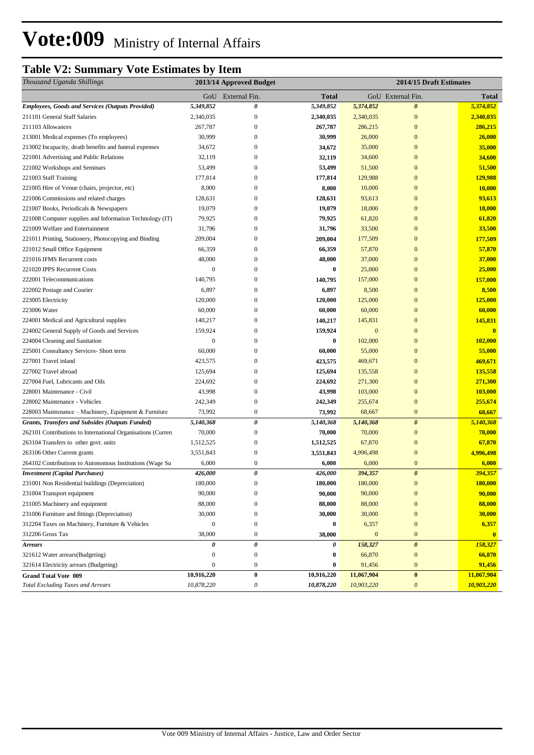# Vote:009 Ministry of Internal Affairs

## Table V2: Summary Vote Estimates by Item

| *Thousand Uganda Shillings* | 2013/14 Approved Budget | | | 2014/15 Draft Estimates | | |
|---|---|---|---|---|---|---|
| | GoU | External Fin. | **Total** | GoU | External Fin. | **Total** |
| ***Employees, Goods and Services (Outputs Provided)*** | *5,349,852* | *0* | *5,349,852* | *5,374,852* | *0* | *5,374,852* |
| 211101 General Staff Salaries | 2,340,035 | 0 | **2,340,035** | 2,340,035 | 0 | **2,340,035** |
| 211103 Allowances | 267,787 | 0 | **267,787** | 286,215 | 0 | **286,215** |
| 213001 Medical expenses (To employees) | 30,999 | 0 | **30,999** | 26,000 | 0 | **26,000** |
| 213002 Incapacity, death benefits and funeral expenses | 34,672 | 0 | **34,672** | 35,000 | 0 | **35,000** |
| 221001 Advertising and Public Relations | 32,119 | 0 | **32,119** | 34,600 | 0 | **34,600** |
| 221002 Workshops and Seminars | 53,499 | 0 | **53,499** | 51,500 | 0 | **51,500** |
| 221003 Staff Training | 177,814 | 0 | **177,814** | 129,988 | 0 | **129,988** |
| 221005 Hire of Venue (chairs, projector, etc) | 8,000 | 0 | **8,000** | 10,000 | 0 | **10,000** |
| 221006 Commissions and related charges | 128,631 | 0 | **128,631** | 93,613 | 0 | **93,613** |
| 221007 Books, Periodicals & Newspapers | 19,079 | 0 | **19,079** | 18,000 | 0 | **18,000** |
| 221008 Computer supplies and Information Technology (IT) | 79,925 | 0 | **79,925** | 61,820 | 0 | **61,820** |
| 221009 Welfare and Entertainment | 31,796 | 0 | **31,796** | 33,500 | 0 | **33,500** |
| 221011 Printing, Stationery, Photocopying and Binding | 209,004 | 0 | **209,004** | 177,509 | 0 | **177,509** |
| 221012 Small Office Equipment | 66,359 | 0 | **66,359** | 57,870 | 0 | **57,870** |
| 221016 IFMS Recurrent costs | 48,000 | 0 | **48,000** | 37,000 | 0 | **37,000** |
| 221020 IPPS Recurrent Costs | 0 | 0 | **0** | 25,000 | 0 | **25,000** |
| 222001 Telecommunications | 140,795 | 0 | **140,795** | 157,000 | 0 | **157,000** |
| 222002 Postage and Courier | 6,897 | 0 | **6,897** | 8,500 | 0 | **8,500** |
| 223005 Electricity | 120,000 | 0 | **120,000** | 125,000 | 0 | **125,000** |
| 223006 Water | 60,000 | 0 | **60,000** | 60,000 | 0 | **60,000** |
| 224001 Medical and Agricultural supplies | 140,217 | 0 | **140,217** | 145,831 | 0 | **145,831** |
| 224002 General Supply of Goods and Services | 159,924 | 0 | **159,924** | 0 | 0 | **0** |
| 224004 Cleaning and Sanitation | 0 | 0 | **0** | 102,000 | 0 | **102,000** |
| 225001 Consultancy Services- Short term | 60,000 | 0 | **60,000** | 55,000 | 0 | **55,000** |
| 227001 Travel inland | 423,575 | 0 | **423,575** | 469,671 | 0 | **469,671** |
| 227002 Travel abroad | 125,694 | 0 | **125,694** | 135,558 | 0 | **135,558** |
| 227004 Fuel, Lubricants and Oils | 224,692 | 0 | **224,692** | 271,300 | 0 | **271,300** |
| 228001 Maintenance - Civil | 43,998 | 0 | **43,998** | 103,000 | 0 | **103,000** |
| 228002 Maintenance - Vehicles | 242,349 | 0 | **242,349** | 255,674 | 0 | **255,674** |
| 228003 Maintenance – Machinery, Equipment & Furniture | 73,992 | 0 | **73,992** | 68,667 | 0 | **68,667** |
| ***Grants, Transfers and Subsides (Outputs Funded)*** | *5,140,368* | *0* | *5,140,368* | *5,140,368* | *0* | *5,140,368* |
| 262101 Contributions to International Organisations (Curren | 70,000 | 0 | **70,000** | 70,000 | 0 | **70,000** |
| 263104 Transfers to other govt. units | 1,512,525 | 0 | **1,512,525** | 67,870 | 0 | **67,870** |
| 263106 Other Current grants | 3,551,843 | 0 | **3,551,843** | 4,996,498 | 0 | **4,996,498** |
| 264102 Contributions to Autonomous Institutions (Wage Su | 6,000 | 0 | **6,000** | 6,000 | 0 | **6,000** |
| ***Investment (Capital Purchases)*** | *426,000* | *0* | *426,000* | *394,357* | *0* | *394,357* |
| 231001 Non Residential buildings (Depreciation) | 180,000 | 0 | **180,000** | 180,000 | 0 | **180,000** |
| 231004 Transport equipment | 90,000 | 0 | **90,000** | 90,000 | 0 | **90,000** |
| 231005 Machinery and equipment | 88,000 | 0 | **88,000** | 88,000 | 0 | **88,000** |
| 231006 Furniture and fittings (Depreciation) | 30,000 | 0 | **30,000** | 30,000 | 0 | **30,000** |
| 312204 Taxes on Machinery, Furniture & Vehicles | 0 | 0 | **0** | 6,357 | 0 | **6,357** |
| 312206 Gross Tax | 38,000 | 0 | **38,000** | 0 | 0 | **0** |
| ***Arrears*** | *0* | *0* | *0* | *158,327* | *0* | *158,327* |
| 321612 Water arrears(Budgeting) | 0 | 0 | **0** | 66,870 | 0 | **66,870** |
| 321614 Electricity arrears (Budgeting) | 0 | 0 | **0** | 91,456 | 0 | **91,456** |
| **Grand Total Vote 009** | **10,916,220** | **0** | **10,916,220** | **11,067,904** | **0** | **11,067,904** |
| *Total Excluding Taxes and Arrears* | *10,878,220* | *0* | *10,878,220* | *10,903,220* | *0* | *10,903,220* |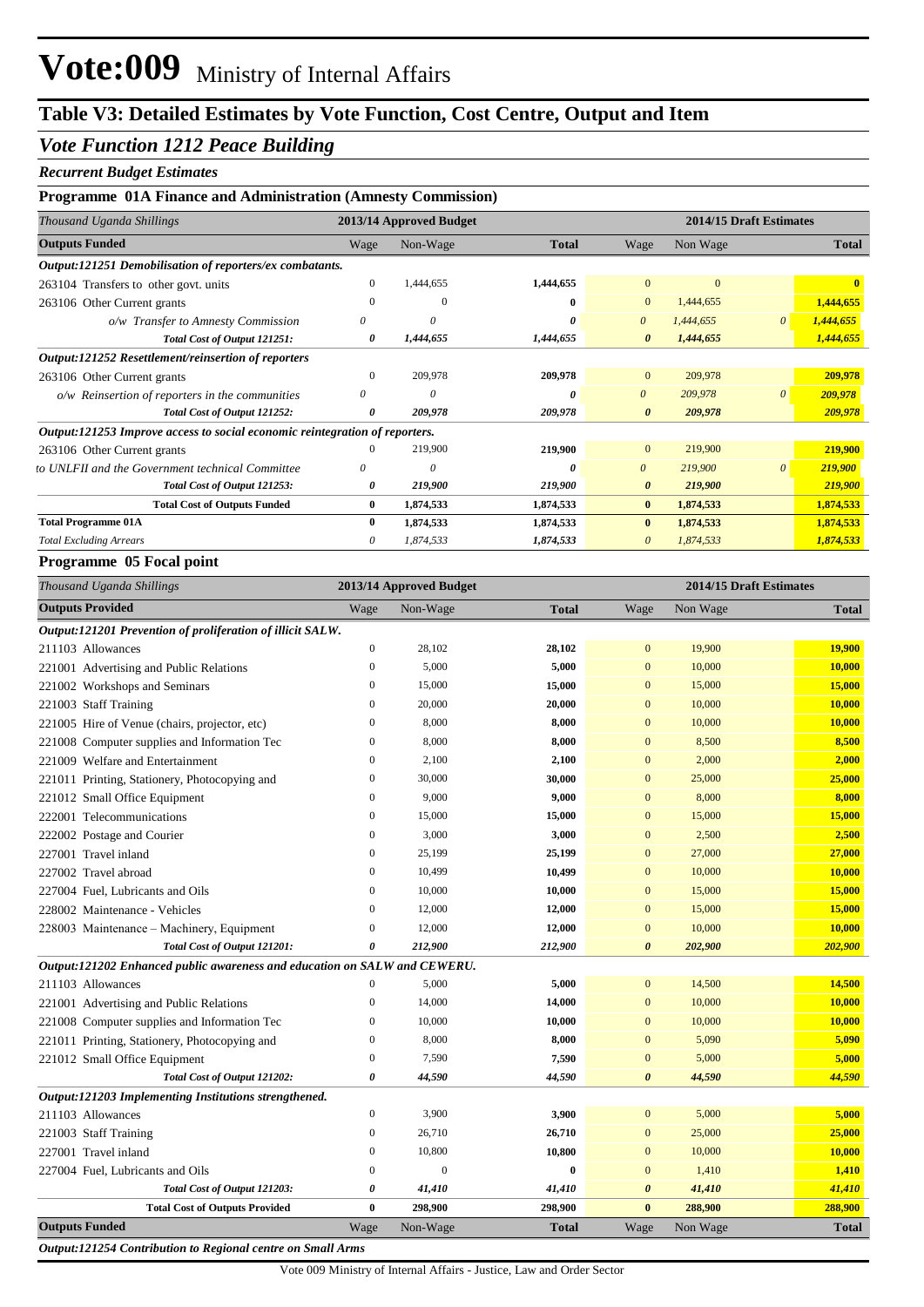# Vote:009 Ministry of Internal Affairs

## Table V3: Detailed Estimates by Vote Function, Cost Centre, Output and Item

### *Vote Function 1212 Peace Building*

***Recurrent Budget Estimates***

**Programme 01A Finance and Administration (Amnesty Commission)**

| *Thousand Uganda Shillings* | 2013/14 Approved Budget | | | 2014/15 Draft Estimates | | | |
|---|---|---|---|---|---|---|---|
| **Outputs Funded** | Wage | Non-Wage | **Total** | Wage | Non Wage | | **Total** |
| ***Output:121251 Demobilisation of reporters/ex combatants.*** | | | | | | | |
| 263104 Transfers to other govt. units | 0 | 1,444,655 | **1,444,655** | 0 | 0 | | **0** |
| 263106 Other Current grants | 0 | 0 | **0** | 0 | 1,444,655 | | **1,444,655** |
| *o/w Transfer to Amnesty Commission* | *0* | *0* | ***0*** | *0* | *1,444,655* | *0* | ***1,444,655*** |
| ***Total Cost of Output 121251:*** | ***0*** | ***1,444,655*** | ***1,444,655*** | ***0*** | ***1,444,655*** | | ***1,444,655*** |
| ***Output:121252 Resettlement/reinsertion of reporters*** | | | | | | | |
| 263106 Other Current grants | 0 | 209,978 | **209,978** | 0 | 209,978 | | **209,978** |
| *o/w Reinsertion of reporters in the communities* | *0* | *0* | ***0*** | *0* | *209,978* | *0* | ***209,978*** |
| ***Total Cost of Output 121252:*** | ***0*** | ***209,978*** | ***209,978*** | ***0*** | ***209,978*** | | ***209,978*** |
| ***Output:121253 Improve access to social economic reintegration of reporters.*** | | | | | | | |
| 263106 Other Current grants | 0 | 219,900 | **219,900** | 0 | 219,900 | | **219,900** |
| *to UNLFII and the Government technical Committee* | *0* | *0* | ***0*** | *0* | *219,900* | *0* | ***219,900*** |
| ***Total Cost of Output 121253:*** | ***0*** | ***219,900*** | ***219,900*** | ***0*** | ***219,900*** | | ***219,900*** |
| **Total Cost of Outputs Funded** | **0** | **1,874,533** | **1,874,533** | **0** | **1,874,533** | | **1,874,533** |
| **Total Programme 01A** | **0** | **1,874,533** | **1,874,533** | **0** | **1,874,533** | | **1,874,533** |
| *Total Excluding Arrears* | *0* | *1,874,533* | *1,874,533* | *0* | *1,874,533* | | ***1,874,533*** |

**Programme 05 Focal point**

| *Thousand Uganda Shillings* | 2013/14 Approved Budget | | | 2014/15 Draft Estimates | | |
|---|---|---|---|---|---|---|
| **Outputs Provided** | Wage | Non-Wage | **Total** | Wage | Non Wage | **Total** |
| ***Output:121201 Prevention of proliferation of illicit SALW.*** | | | | | | |
| 211103 Allowances | 0 | 28,102 | **28,102** | 0 | 19,900 | **19,900** |
| 221001 Advertising and Public Relations | 0 | 5,000 | **5,000** | 0 | 10,000 | **10,000** |
| 221002 Workshops and Seminars | 0 | 15,000 | **15,000** | 0 | 15,000 | **15,000** |
| 221003 Staff Training | 0 | 20,000 | **20,000** | 0 | 10,000 | **10,000** |
| 221005 Hire of Venue (chairs, projector, etc) | 0 | 8,000 | **8,000** | 0 | 10,000 | **10,000** |
| 221008 Computer supplies and Information Tec | 0 | 8,000 | **8,000** | 0 | 8,500 | **8,500** |
| 221009 Welfare and Entertainment | 0 | 2,100 | **2,100** | 0 | 2,000 | **2,000** |
| 221011 Printing, Stationery, Photocopying and | 0 | 30,000 | **30,000** | 0 | 25,000 | **25,000** |
| 221012 Small Office Equipment | 0 | 9,000 | **9,000** | 0 | 8,000 | **8,000** |
| 222001 Telecommunications | 0 | 15,000 | **15,000** | 0 | 15,000 | **15,000** |
| 222002 Postage and Courier | 0 | 3,000 | **3,000** | 0 | 2,500 | **2,500** |
| 227001 Travel inland | 0 | 25,199 | **25,199** | 0 | 27,000 | **27,000** |
| 227002 Travel abroad | 0 | 10,499 | **10,499** | 0 | 10,000 | **10,000** |
| 227004 Fuel, Lubricants and Oils | 0 | 10,000 | **10,000** | 0 | 15,000 | **15,000** |
| 228002 Maintenance - Vehicles | 0 | 12,000 | **12,000** | 0 | 15,000 | **15,000** |
| 228003 Maintenance – Machinery, Equipment | 0 | 12,000 | **12,000** | 0 | 10,000 | **10,000** |
| ***Total Cost of Output 121201:*** | ***0*** | ***212,900*** | ***212,900*** | ***0*** | ***202,900*** | ***202,900*** |
| ***Output:121202 Enhanced public awareness and education on SALW and CEWERU.*** | | | | | | |
| 211103 Allowances | 0 | 5,000 | **5,000** | 0 | 14,500 | **14,500** |
| 221001 Advertising and Public Relations | 0 | 14,000 | **14,000** | 0 | 10,000 | **10,000** |
| 221008 Computer supplies and Information Tec | 0 | 10,000 | **10,000** | 0 | 10,000 | **10,000** |
| 221011 Printing, Stationery, Photocopying and | 0 | 8,000 | **8,000** | 0 | 5,090 | **5,090** |
| 221012 Small Office Equipment | 0 | 7,590 | **7,590** | 0 | 5,000 | **5,000** |
| ***Total Cost of Output 121202:*** | ***0*** | ***44,590*** | ***44,590*** | ***0*** | ***44,590*** | ***44,590*** |
| ***Output:121203 Implementing Institutions strengthened.*** | | | | | | |
| 211103 Allowances | 0 | 3,900 | **3,900** | 0 | 5,000 | **5,000** |
| 221003 Staff Training | 0 | 26,710 | **26,710** | 0 | 25,000 | **25,000** |
| 227001 Travel inland | 0 | 10,800 | **10,800** | 0 | 10,000 | **10,000** |
| 227004 Fuel, Lubricants and Oils | 0 | 0 | **0** | 0 | 1,410 | **1,410** |
| ***Total Cost of Output 121203:*** | ***0*** | ***41,410*** | ***41,410*** | ***0*** | ***41,410*** | ***41,410*** |
| **Total Cost of Outputs Provided** | **0** | **298,900** | **298,900** | **0** | **288,900** | **288,900** |
| **Outputs Funded** | Wage | Non-Wage | **Total** | Wage | Non Wage | **Total** |
| ***Output:121254 Contribution to Regional centre on Small Arms*** | | | | | | |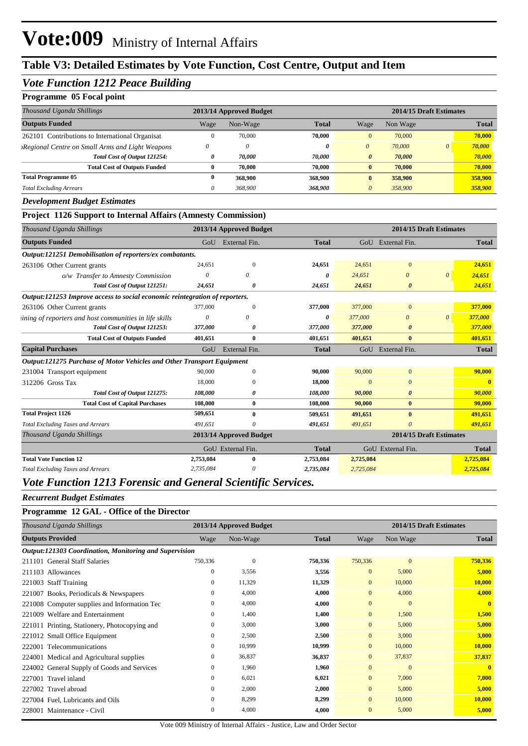# Vote:009 Ministry of Internal Affairs

## Table V3: Detailed Estimates by Vote Function, Cost Centre, Output and Item

### *Vote Function 1212 Peace Building*

#### Programme 05 Focal point

| *Thousand Uganda Shillings* | 2013/14 Approved Budget | | | 2014/15 Draft Estimates | | | |
|---|---|---|---|---|---|---|---|
| **Outputs Funded** | Wage | Non-Wage | **Total** | Wage | Non Wage | | **Total** |
| 262101 Contributions to International Organisat | 0 | 70,000 | **70,000** | 0 | 70,000 | | **70,000** |
| *›Regional Centre on Small Arms and Light Weapons* | *0* | *0* | ***0*** | *0* | *70,000* | *0* | ***70,000*** |
| ***Total Cost of Output 121254:*** | ***0*** | ***70,000*** | ***70,000*** | ***0*** | ***70,000*** | | ***70,000*** |
| **Total Cost of Outputs Funded** | **0** | **70,000** | **70,000** | **0** | **70,000** | | **70,000** |
| **Total Programme 05** | **0** | **368,900** | **368,900** | **0** | **358,900** | | **358,900** |
| *Total Excluding Arrears* | *0* | *368,900* | ***368,900*** | *0* | *358,900* | | ***358,900*** |

#### *Development Budget Estimates*

#### Project 1126 Support to Internal Affairs (Amnesty Commission)

| *Thousand Uganda Shillings* | 2013/14 Approved Budget | | | 2014/15 Draft Estimates | | | |
|---|---|---|---|---|---|---|---|
| **Outputs Funded** | GoU | External Fin. | **Total** | GoU | External Fin. | | **Total** |
| ***Output:121251 Demobilisation of reporters/ex combatants.*** | | | | | | | |
| 263106 Other Current grants | 24,651 | 0 | **24,651** | 24,651 | 0 | | **24,651** |
| *o/w Transfer to Amnesty Commission* | *0* | *0* | ***0*** | *24,651* | *0* | *0* | ***24,651*** |
| ***Total Cost of Output 121251:*** | ***24,651*** | ***0*** | ***24,651*** | ***24,651*** | ***0*** | | ***24,651*** |
| ***Output:121253 Improve access to social economic reintegration of reporters.*** | | | | | | | |
| 263106 Other Current grants | 377,000 | 0 | **377,000** | 377,000 | 0 | | **377,000** |
| *ining of reporters and host communities in life skills* | *0* | *0* | ***0*** | *377,000* | *0* | *0* | ***377,000*** |
| ***Total Cost of Output 121253:*** | ***377,000*** | ***0*** | ***377,000*** | ***377,000*** | ***0*** | | ***377,000*** |
| **Total Cost of Outputs Funded** | **401,651** | **0** | **401,651** | **401,651** | **0** | | **401,651** |
| **Capital Purchases** | GoU | External Fin. | **Total** | GoU | External Fin. | | **Total** |
| ***Output:121275 Purchase of Motor Vehicles and Other Transport Equipment*** | | | | | | | |
| 231004 Transport equipment | 90,000 | 0 | **90,000** | 90,000 | 0 | | **90,000** |
| 312206 Gross Tax | 18,000 | 0 | **18,000** | 0 | 0 | | **0** |
| ***Total Cost of Output 121275:*** | ***108,000*** | ***0*** | ***108,000*** | ***90,000*** | ***0*** | | ***90,000*** |
| **Total Cost of Capital Purchases** | **108,000** | **0** | **108,000** | **90,000** | **0** | | **90,000** |
| **Total Project 1126** | **509,651** | **0** | **509,651** | **491,651** | **0** | | **491,651** |
| *Total Excluding Taxes and Arrears* | *491,651* | *0* | ***491,651*** | *491,651* | *0* | | ***491,651*** |

| *Thousand Uganda Shillings* | 2013/14 Approved Budget | | | 2014/15 Draft Estimates | | |
|---|---|---|---|---|---|---|
| | GoU | External Fin. | **Total** | GoU | External Fin. | **Total** |
| **Total Vote Function 12** | **2,753,084** | **0** | **2,753,084** | **2,725,084** | | **2,725,084** |
| *Total Excluding Taxes and Arrears* | *2,735,084* | *0* | ***2,735,084*** | *2,725,084* | | ***2,725,084*** |

### *Vote Function 1213 Forensic and General Scientific Services.*

#### *Recurrent Budget Estimates*

#### Programme 12 GAL - Office of the Director

| *Thousand Uganda Shillings* | 2013/14 Approved Budget | | | 2014/15 Draft Estimates | | |
|---|---|---|---|---|---|---|
| **Outputs Provided** | Wage | Non-Wage | **Total** | Wage | Non Wage | **Total** |
| ***Output:121303 Coordination, Monitoring and Supervision*** | | | | | | |
| 211101 General Staff Salaries | 750,336 | 0 | **750,336** | 750,336 | 0 | **750,336** |
| 211103 Allowances | 0 | 3,556 | **3,556** | 0 | 5,000 | **5,000** |
| 221003 Staff Training | 0 | 11,329 | **11,329** | 0 | 10,000 | **10,000** |
| 221007 Books, Periodicals & Newspapers | 0 | 4,000 | **4,000** | 0 | 4,000 | **4,000** |
| 221008 Computer supplies and Information Tec | 0 | 4,000 | **4,000** | 0 | 0 | **0** |
| 221009 Welfare and Entertainment | 0 | 1,400 | **1,400** | 0 | 1,500 | **1,500** |
| 221011 Printing, Stationery, Photocopying and | 0 | 3,000 | **3,000** | 0 | 5,000 | **5,000** |
| 221012 Small Office Equipment | 0 | 2,500 | **2,500** | 0 | 3,000 | **3,000** |
| 222001 Telecommunications | 0 | 10,999 | **10,999** | 0 | 10,000 | **10,000** |
| 224001 Medical and Agricultural supplies | 0 | 36,837 | **36,837** | 0 | 37,837 | **37,837** |
| 224002 General Supply of Goods and Services | 0 | 1,960 | **1,960** | 0 | 0 | **0** |
| 227001 Travel inland | 0 | 6,021 | **6,021** | 0 | 7,000 | **7,000** |
| 227002 Travel abroad | 0 | 2,000 | **2,000** | 0 | 5,000 | **5,000** |
| 227004 Fuel, Lubricants and Oils | 0 | 8,299 | **8,299** | 0 | 10,000 | **10,000** |
| 228001 Maintenance - Civil | 0 | 4,000 | **4,000** | 0 | 5,000 | **5,000** |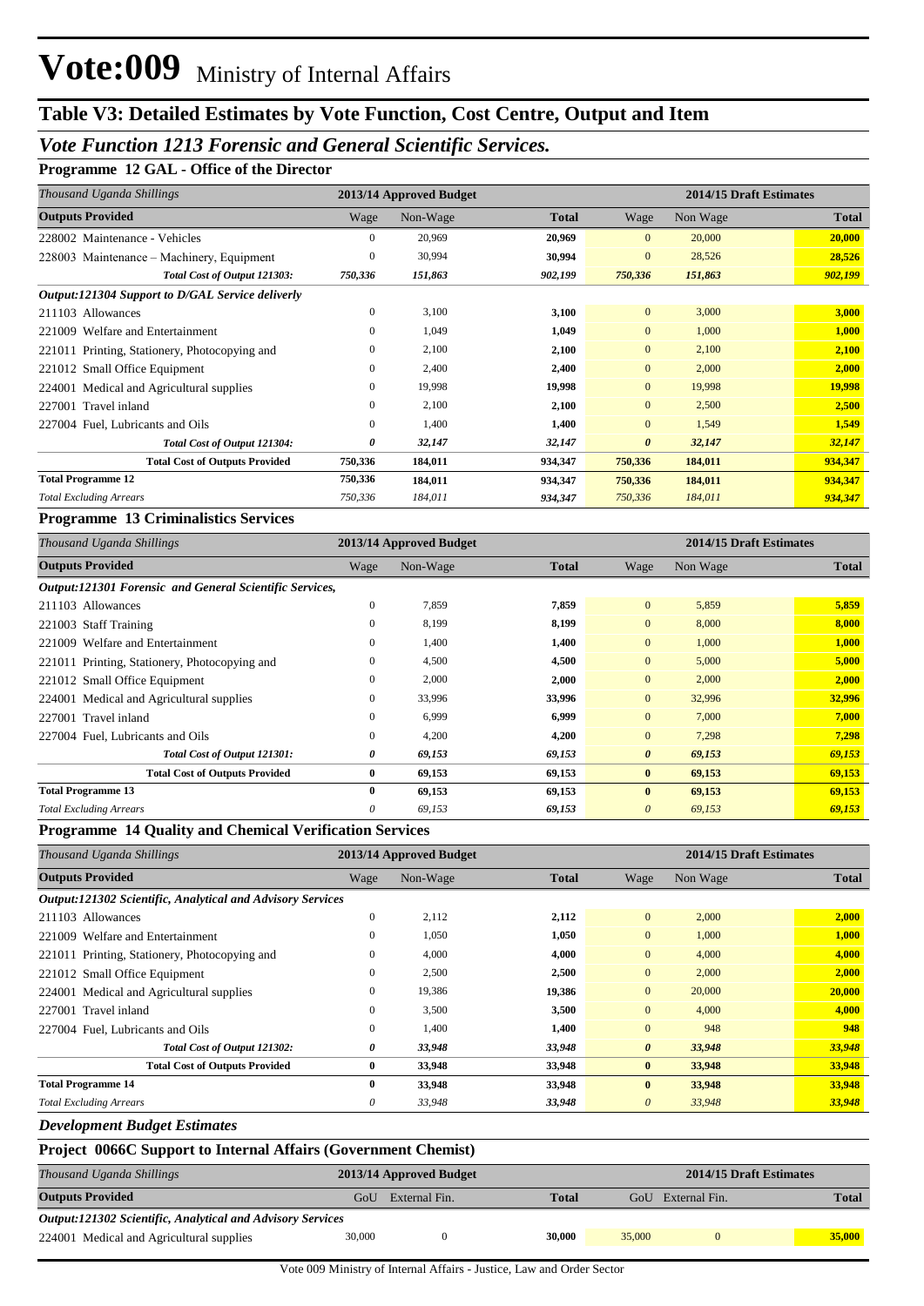# Vote:009 Ministry of Internal Affairs

## Table V3: Detailed Estimates by Vote Function, Cost Centre, Output and Item

### *Vote Function 1213 Forensic and General Scientific Services.*

**Programme 12 GAL - Office of the Director**

| *Thousand Uganda Shillings* | 2013/14 Approved Budget | | | 2014/15 Draft Estimates | | |
|---|---|---|---|---|---|---|
| **Outputs Provided** | Wage | Non-Wage | **Total** | Wage | Non Wage | **Total** |
| 228002 Maintenance - Vehicles | 0 | 20,969 | **20,969** | 0 | 20,000 | **20,000** |
| 228003 Maintenance – Machinery, Equipment | 0 | 30,994 | **30,994** | 0 | 28,526 | **28,526** |
| ***Total Cost of Output 121303:*** | ***750,336*** | ***151,863*** | ***902,199*** | ***750,336*** | ***151,863*** | ***902,199*** |
| ***Output:121304 Support to D/GAL Service delivery*** | | | | | | |
| 211103 Allowances | 0 | 3,100 | **3,100** | 0 | 3,000 | **3,000** |
| 221009 Welfare and Entertainment | 0 | 1,049 | **1,049** | 0 | 1,000 | **1,000** |
| 221011 Printing, Stationery, Photocopying and | 0 | 2,100 | **2,100** | 0 | 2,100 | **2,100** |
| 221012 Small Office Equipment | 0 | 2,400 | **2,400** | 0 | 2,000 | **2,000** |
| 224001 Medical and Agricultural supplies | 0 | 19,998 | **19,998** | 0 | 19,998 | **19,998** |
| 227001 Travel inland | 0 | 2,100 | **2,100** | 0 | 2,500 | **2,500** |
| 227004 Fuel, Lubricants and Oils | 0 | 1,400 | **1,400** | 0 | 1,549 | **1,549** |
| ***Total Cost of Output 121304:*** | ***0*** | ***32,147*** | ***32,147*** | ***0*** | ***32,147*** | ***32,147*** |
| **Total Cost of Outputs Provided** | **750,336** | **184,011** | **934,347** | **750,336** | **184,011** | **934,347** |
| **Total Programme 12** | **750,336** | **184,011** | **934,347** | **750,336** | **184,011** | **934,347** |
| *Total Excluding Arrears* | *750,336* | *184,011* | ***934,347*** | *750,336* | *184,011* | ***934,347*** |

**Programme 13 Criminalistics Services**

| *Thousand Uganda Shillings* | 2013/14 Approved Budget | | | 2014/15 Draft Estimates | | |
|---|---|---|---|---|---|---|
| **Outputs Provided** | Wage | Non-Wage | **Total** | Wage | Non Wage | **Total** |
| ***Output:121301 Forensic and General Scientific Services,*** | | | | | | |
| 211103 Allowances | 0 | 7,859 | **7,859** | 0 | 5,859 | **5,859** |
| 221003 Staff Training | 0 | 8,199 | **8,199** | 0 | 8,000 | **8,000** |
| 221009 Welfare and Entertainment | 0 | 1,400 | **1,400** | 0 | 1,000 | **1,000** |
| 221011 Printing, Stationery, Photocopying and | 0 | 4,500 | **4,500** | 0 | 5,000 | **5,000** |
| 221012 Small Office Equipment | 0 | 2,000 | **2,000** | 0 | 2,000 | **2,000** |
| 224001 Medical and Agricultural supplies | 0 | 33,996 | **33,996** | 0 | 32,996 | **32,996** |
| 227001 Travel inland | 0 | 6,999 | **6,999** | 0 | 7,000 | **7,000** |
| 227004 Fuel, Lubricants and Oils | 0 | 4,200 | **4,200** | 0 | 7,298 | **7,298** |
| ***Total Cost of Output 121301:*** | ***0*** | ***69,153*** | ***69,153*** | ***0*** | ***69,153*** | ***69,153*** |
| **Total Cost of Outputs Provided** | **0** | **69,153** | **69,153** | **0** | **69,153** | **69,153** |
| **Total Programme 13** | **0** | **69,153** | **69,153** | **0** | **69,153** | **69,153** |
| *Total Excluding Arrears* | *0* | *69,153* | ***69,153*** | *0* | *69,153* | ***69,153*** |

**Programme 14 Quality and Chemical Verification Services**

| *Thousand Uganda Shillings* | 2013/14 Approved Budget | | | 2014/15 Draft Estimates | | |
|---|---|---|---|---|---|---|
| **Outputs Provided** | Wage | Non-Wage | **Total** | Wage | Non Wage | **Total** |
| ***Output:121302 Scientific, Analytical and Advisory Services*** | | | | | | |
| 211103 Allowances | 0 | 2,112 | **2,112** | 0 | 2,000 | **2,000** |
| 221009 Welfare and Entertainment | 0 | 1,050 | **1,050** | 0 | 1,000 | **1,000** |
| 221011 Printing, Stationery, Photocopying and | 0 | 4,000 | **4,000** | 0 | 4,000 | **4,000** |
| 221012 Small Office Equipment | 0 | 2,500 | **2,500** | 0 | 2,000 | **2,000** |
| 224001 Medical and Agricultural supplies | 0 | 19,386 | **19,386** | 0 | 20,000 | **20,000** |
| 227001 Travel inland | 0 | 3,500 | **3,500** | 0 | 4,000 | **4,000** |
| 227004 Fuel, Lubricants and Oils | 0 | 1,400 | **1,400** | 0 | 948 | **948** |
| ***Total Cost of Output 121302:*** | ***0*** | ***33,948*** | ***33,948*** | ***0*** | ***33,948*** | ***33,948*** |
| **Total Cost of Outputs Provided** | **0** | **33,948** | **33,948** | **0** | **33,948** | **33,948** |
| **Total Programme 14** | **0** | **33,948** | **33,948** | **0** | **33,948** | **33,948** |
| *Total Excluding Arrears* | *0* | *33,948* | ***33,948*** | *0* | *33,948* | ***33,948*** |

***Development Budget Estimates***

**Project 0066C Support to Internal Affairs (Government Chemist)**

| *Thousand Uganda Shillings* | 2013/14 Approved Budget | | | 2014/15 Draft Estimates | | |
|---|---|---|---|---|---|---|
| **Outputs Provided** | GoU | External Fin. | **Total** | GoU | External Fin. | **Total** |
| ***Output:121302 Scientific, Analytical and Advisory Services*** | | | | | | |
| 224001 Medical and Agricultural supplies | 30,000 | 0 | **30,000** | 35,000 | 0 | **35,000** |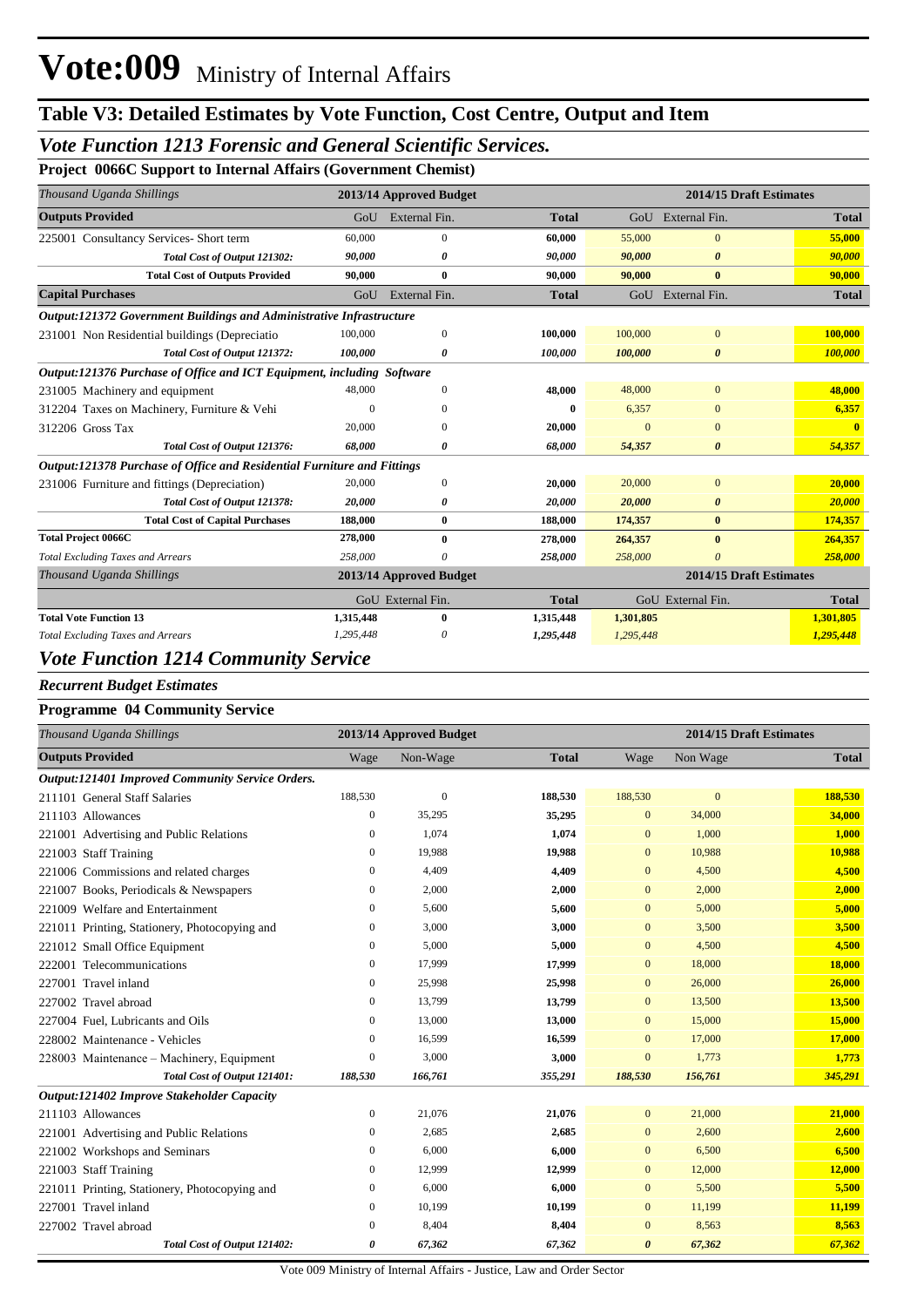# Vote:009 Ministry of Internal Affairs

## Table V3: Detailed Estimates by Vote Function, Cost Centre, Output and Item

### *Vote Function 1213 Forensic and General Scientific Services.*

**Project 0066C Support to Internal Affairs (Government Chemist)**

| *Thousand Uganda Shillings* | 2013/14 Approved Budget | | | 2014/15 Draft Estimates | | |
|---|---|---|---|---|---|---|
| **Outputs Provided** | GoU | External Fin. | **Total** | GoU | External Fin. | **Total** |
| 225001 Consultancy Services- Short term | 60,000 | 0 | **60,000** | 55,000 | 0 | **55,000** |
| *Total Cost of Output 121302:* | *90,000* | *0* | *90,000* | *90,000* | *0* | *90,000* |
| **Total Cost of Outputs Provided** | **90,000** | **0** | **90,000** | **90,000** | **0** | **90,000** |
| **Capital Purchases** | GoU | External Fin. | **Total** | GoU | External Fin. | **Total** |
| *Output:121372 Government Buildings and Administrative Infrastructure* | | | | | | |
| 231001 Non Residential buildings (Depreciatio | 100,000 | 0 | **100,000** | 100,000 | 0 | **100,000** |
| *Total Cost of Output 121372:* | *100,000* | *0* | *100,000* | *100,000* | *0* | *100,000* |
| *Output:121376 Purchase of Office and ICT Equipment, including Software* | | | | | | |
| 231005 Machinery and equipment | 48,000 | 0 | **48,000** | 48,000 | 0 | **48,000** |
| 312204 Taxes on Machinery, Furniture & Vehi | 0 | 0 | **0** | 6,357 | 0 | **6,357** |
| 312206 Gross Tax | 20,000 | 0 | **20,000** | 0 | 0 | **0** |
| *Total Cost of Output 121376:* | *68,000* | *0* | *68,000* | *54,357* | *0* | *54,357* |
| *Output:121378 Purchase of Office and Residential Furniture and Fittings* | | | | | | |
| 231006 Furniture and fittings (Depreciation) | 20,000 | 0 | **20,000** | 20,000 | 0 | **20,000** |
| *Total Cost of Output 121378:* | *20,000* | *0* | *20,000* | *20,000* | *0* | *20,000* |
| **Total Cost of Capital Purchases** | **188,000** | **0** | **188,000** | **174,357** | **0** | **174,357** |
| **Total Project 0066C** | **278,000** | **0** | **278,000** | **264,357** | **0** | **264,357** |
| *Total Excluding Taxes and Arrears* | *258,000* | *0* | *258,000* | *258,000* | *0* | *258,000* |

| *Thousand Uganda Shillings* | 2013/14 Approved Budget | | | 2014/15 Draft Estimates | | |
|---|---|---|---|---|---|---|
| | GoU | External Fin. | **Total** | GoU | External Fin. | **Total** |
| **Total Vote Function 13** | **1,315,448** | **0** | **1,315,448** | **1,301,805** | | **1,301,805** |
| *Total Excluding Taxes and Arrears* | *1,295,448* | *0* | *1,295,448* | *1,295,448* | | *1,295,448* |

### *Vote Function 1214 Community Service*

***Recurrent Budget Estimates***

**Programme 04 Community Service**

| *Thousand Uganda Shillings* | 2013/14 Approved Budget | | | 2014/15 Draft Estimates | | |
|---|---|---|---|---|---|---|
| **Outputs Provided** | Wage | Non-Wage | **Total** | Wage | Non Wage | **Total** |
| *Output:121401 Improved Community Service Orders.* | | | | | | |
| 211101 General Staff Salaries | 188,530 | 0 | **188,530** | 188,530 | 0 | **188,530** |
| 211103 Allowances | 0 | 35,295 | **35,295** | 0 | 34,000 | **34,000** |
| 221001 Advertising and Public Relations | 0 | 1,074 | **1,074** | 0 | 1,000 | **1,000** |
| 221003 Staff Training | 0 | 19,988 | **19,988** | 0 | 10,988 | **10,988** |
| 221006 Commissions and related charges | 0 | 4,409 | **4,409** | 0 | 4,500 | **4,500** |
| 221007 Books, Periodicals & Newspapers | 0 | 2,000 | **2,000** | 0 | 2,000 | **2,000** |
| 221009 Welfare and Entertainment | 0 | 5,600 | **5,600** | 0 | 5,000 | **5,000** |
| 221011 Printing, Stationery, Photocopying and | 0 | 3,000 | **3,000** | 0 | 3,500 | **3,500** |
| 221012 Small Office Equipment | 0 | 5,000 | **5,000** | 0 | 4,500 | **4,500** |
| 222001 Telecommunications | 0 | 17,999 | **17,999** | 0 | 18,000 | **18,000** |
| 227001 Travel inland | 0 | 25,998 | **25,998** | 0 | 26,000 | **26,000** |
| 227002 Travel abroad | 0 | 13,799 | **13,799** | 0 | 13,500 | **13,500** |
| 227004 Fuel, Lubricants and Oils | 0 | 13,000 | **13,000** | 0 | 15,000 | **15,000** |
| 228002 Maintenance - Vehicles | 0 | 16,599 | **16,599** | 0 | 17,000 | **17,000** |
| 228003 Maintenance – Machinery, Equipment | 0 | 3,000 | **3,000** | 0 | 1,773 | **1,773** |
| *Total Cost of Output 121401:* | *188,530* | *166,761* | *355,291* | *188,530* | *156,761* | *345,291* |
| *Output:121402 Improve Stakeholder Capacity* | | | | | | |
| 211103 Allowances | 0 | 21,076 | **21,076** | 0 | 21,000 | **21,000** |
| 221001 Advertising and Public Relations | 0 | 2,685 | **2,685** | 0 | 2,600 | **2,600** |
| 221002 Workshops and Seminars | 0 | 6,000 | **6,000** | 0 | 6,500 | **6,500** |
| 221003 Staff Training | 0 | 12,999 | **12,999** | 0 | 12,000 | **12,000** |
| 221011 Printing, Stationery, Photocopying and | 0 | 6,000 | **6,000** | 0 | 5,500 | **5,500** |
| 227001 Travel inland | 0 | 10,199 | **10,199** | 0 | 11,199 | **11,199** |
| 227002 Travel abroad | 0 | 8,404 | **8,404** | 0 | 8,563 | **8,563** |
| *Total Cost of Output 121402:* | *0* | *67,362* | *67,362* | *0* | *67,362* | *67,362* |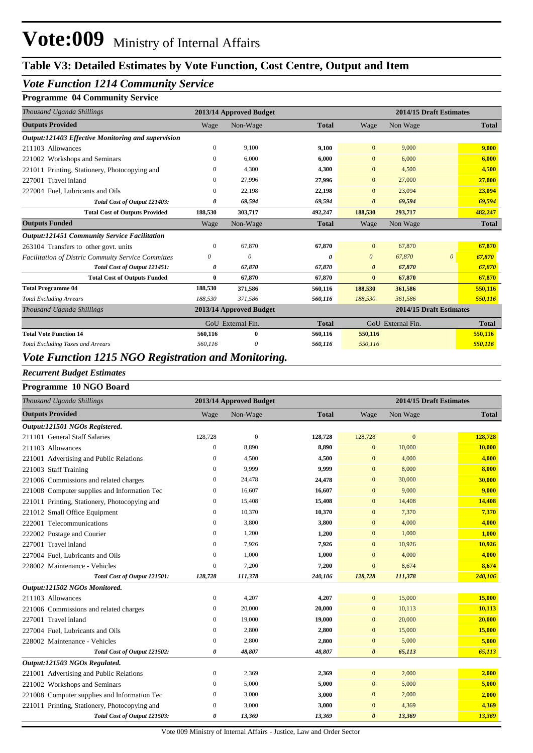# Vote:009 Ministry of Internal Affairs

## Table V3: Detailed Estimates by Vote Function, Cost Centre, Output and Item

### *Vote Function 1214 Community Service*

**Programme 04 Community Service**

| *Thousand Uganda Shillings* | 2013/14 Approved Budget | | | 2014/15 Draft Estimates | | |
|---|---|---|---|---|---|---|
| **Outputs Provided** | Wage | Non-Wage | **Total** | Wage | Non Wage | **Total** |
| ***Output:121403 Effective Monitoring and supervision*** | | | | | | |
| 211103 Allowances | 0 | 9,100 | **9,100** | 0 | 9,000 | **9,000** |
| 221002 Workshops and Seminars | 0 | 6,000 | **6,000** | 0 | 6,000 | **6,000** |
| 221011 Printing, Stationery, Photocopying and | 0 | 4,300 | **4,300** | 0 | 4,500 | **4,500** |
| 227001 Travel inland | 0 | 27,996 | **27,996** | 0 | 27,000 | **27,000** |
| 227004 Fuel, Lubricants and Oils | 0 | 22,198 | **22,198** | 0 | 23,094 | **23,094** |
| ***Total Cost of Output 121403:*** | ***0*** | ***69,594*** | ***69,594*** | ***0*** | ***69,594*** | ***69,594*** |
| **Total Cost of Outputs Provided** | **188,530** | **303,717** | **492,247** | **188,530** | **293,717** | **482,247** |
| **Outputs Funded** | Wage | Non-Wage | **Total** | Wage | Non Wage | **Total** |
| ***Output:121451 Community Service Facilitation*** | | | | | | |
| 263104 Transfers to other govt. units | 0 | 67,870 | **67,870** | 0 | 67,870 | **67,870** |
| *Facilitation of Distric Community Service Committes* | *0* | *0* | ***0*** | *0* | *67,870* *0* | ***67,870*** |
| ***Total Cost of Output 121451:*** | ***0*** | ***67,870*** | ***67,870*** | ***0*** | ***67,870*** | ***67,870*** |
| **Total Cost of Outputs Funded** | **0** | **67,870** | **67,870** | **0** | **67,870** | **67,870** |
| **Total Programme 04** | **188,530** | **371,586** | **560,116** | **188,530** | **361,586** | **550,116** |
| *Total Excluding Arrears* | *188,530* | *371,586* | *560,116* | *188,530* | *361,586* | ***550,116*** |

| *Thousand Uganda Shillings* | 2013/14 Approved Budget | | | 2014/15 Draft Estimates | | |
|---|---|---|---|---|---|---|
| | GoU | External Fin. | **Total** | GoU | External Fin. | **Total** |
| **Total Vote Function 14** | **560,116** | **0** | **560,116** | **550,116** | | **550,116** |
| *Total Excluding Taxes and Arrears* | *560,116* | *0* | *560,116* | *550,116* | | ***550,116*** |

### *Vote Function 1215 NGO Registration and Monitoring.*

***Recurrent Budget Estimates***

**Programme 10 NGO Board**

| *Thousand Uganda Shillings* | 2013/14 Approved Budget | | | 2014/15 Draft Estimates | | |
|---|---|---|---|---|---|---|
| **Outputs Provided** | Wage | Non-Wage | **Total** | Wage | Non Wage | **Total** |
| ***Output:121501 NGOs Registered.*** | | | | | | |
| 211101 General Staff Salaries | 128,728 | 0 | **128,728** | 128,728 | 0 | **128,728** |
| 211103 Allowances | 0 | 8,890 | **8,890** | 0 | 10,000 | **10,000** |
| 221001 Advertising and Public Relations | 0 | 4,500 | **4,500** | 0 | 4,000 | **4,000** |
| 221003 Staff Training | 0 | 9,999 | **9,999** | 0 | 8,000 | **8,000** |
| 221006 Commissions and related charges | 0 | 24,478 | **24,478** | 0 | 30,000 | **30,000** |
| 221008 Computer supplies and Information Tec | 0 | 16,607 | **16,607** | 0 | 9,000 | **9,000** |
| 221011 Printing, Stationery, Photocopying and | 0 | 15,408 | **15,408** | 0 | 14,408 | **14,408** |
| 221012 Small Office Equipment | 0 | 10,370 | **10,370** | 0 | 7,370 | **7,370** |
| 222001 Telecommunications | 0 | 3,800 | **3,800** | 0 | 4,000 | **4,000** |
| 222002 Postage and Courier | 0 | 1,200 | **1,200** | 0 | 1,000 | **1,000** |
| 227001 Travel inland | 0 | 7,926 | **7,926** | 0 | 10,926 | **10,926** |
| 227004 Fuel, Lubricants and Oils | 0 | 1,000 | **1,000** | 0 | 4,000 | **4,000** |
| 228002 Maintenance - Vehicles | 0 | 7,200 | **7,200** | 0 | 8,674 | **8,674** |
| ***Total Cost of Output 121501:*** | ***128,728*** | ***111,378*** | ***240,106*** | ***128,728*** | ***111,378*** | ***240,106*** |
| ***Output:121502 NGOs Monitored.*** | | | | | | |
| 211103 Allowances | 0 | 4,207 | **4,207** | 0 | 15,000 | **15,000** |
| 221006 Commissions and related charges | 0 | 20,000 | **20,000** | 0 | 10,113 | **10,113** |
| 227001 Travel inland | 0 | 19,000 | **19,000** | 0 | 20,000 | **20,000** |
| 227004 Fuel, Lubricants and Oils | 0 | 2,800 | **2,800** | 0 | 15,000 | **15,000** |
| 228002 Maintenance - Vehicles | 0 | 2,800 | **2,800** | 0 | 5,000 | **5,000** |
| ***Total Cost of Output 121502:*** | ***0*** | ***48,807*** | ***48,807*** | ***0*** | ***65,113*** | ***65,113*** |
| ***Output:121503 NGOs Regulated.*** | | | | | | |
| 221001 Advertising and Public Relations | 0 | 2,369 | **2,369** | 0 | 2,000 | **2,000** |
| 221002 Workshops and Seminars | 0 | 5,000 | **5,000** | 0 | 5,000 | **5,000** |
| 221008 Computer supplies and Information Tec | 0 | 3,000 | **3,000** | 0 | 2,000 | **2,000** |
| 221011 Printing, Stationery, Photocopying and | 0 | 3,000 | **3,000** | 0 | 4,369 | **4,369** |
| ***Total Cost of Output 121503:*** | ***0*** | ***13,369*** | ***13,369*** | ***0*** | ***13,369*** | ***13,369*** |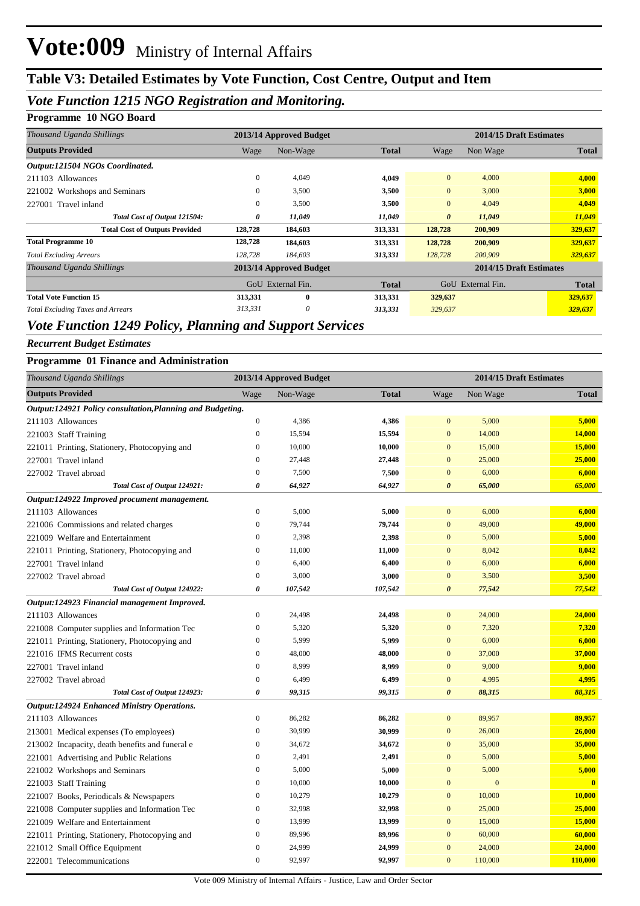# Vote:009 Ministry of Internal Affairs

## Table V3: Detailed Estimates by Vote Function, Cost Centre, Output and Item

### *Vote Function 1215 NGO Registration and Monitoring.*

**Programme 10 NGO Board**

| *Thousand Uganda Shillings* | 2013/14 Approved Budget | | | 2014/15 Draft Estimates | | |
|---|---|---|---|---|---|---|
| **Outputs Provided** | Wage | Non-Wage | **Total** | Wage | Non Wage | **Total** |
| ***Output:121504 NGOs Coordinated.*** | | | | | | |
| 211103 Allowances | 0 | 4,049 | **4,049** | 0 | 4,000 | **4,000** |
| 221002 Workshops and Seminars | 0 | 3,500 | **3,500** | 0 | 3,000 | **3,000** |
| 227001 Travel inland | 0 | 3,500 | **3,500** | 0 | 4,049 | **4,049** |
| ***Total Cost of Output 121504:*** | ***0*** | ***11,049*** | ***11,049*** | ***0*** | ***11,049*** | ***11,049*** |
| **Total Cost of Outputs Provided** | **128,728** | **184,603** | **313,331** | **128,728** | **200,909** | **329,637** |
| **Total Programme 10** | **128,728** | **184,603** | **313,331** | **128,728** | **200,909** | **329,637** |
| *Total Excluding Arrears* | *128,728* | *184,603* | ***313,331*** | *128,728* | *200,909* | ***329,637*** |

| *Thousand Uganda Shillings* | 2013/14 Approved Budget | | | 2014/15 Draft Estimates | | |
|---|---|---|---|---|---|---|
| | GoU | External Fin. | **Total** | GoU | External Fin. | **Total** |
| **Total Vote Function 15** | **313,331** | **0** | **313,331** | **329,637** | | **329,637** |
| *Total Excluding Taxes and Arrears* | *313,331* | *0* | ***313,331*** | *329,637* | | ***329,637*** |

### *Vote Function 1249 Policy, Planning and Support Services*

***Recurrent Budget Estimates***

**Programme 01 Finance and Administration**

| *Thousand Uganda Shillings* | 2013/14 Approved Budget | | | 2014/15 Draft Estimates | | |
|---|---|---|---|---|---|---|
| **Outputs Provided** | Wage | Non-Wage | **Total** | Wage | Non Wage | **Total** |
| ***Output:124921 Policy consultation,Planning and Budgeting.*** | | | | | | |
| 211103 Allowances | 0 | 4,386 | **4,386** | 0 | 5,000 | **5,000** |
| 221003 Staff Training | 0 | 15,594 | **15,594** | 0 | 14,000 | **14,000** |
| 221011 Printing, Stationery, Photocopying and | 0 | 10,000 | **10,000** | 0 | 15,000 | **15,000** |
| 227001 Travel inland | 0 | 27,448 | **27,448** | 0 | 25,000 | **25,000** |
| 227002 Travel abroad | 0 | 7,500 | **7,500** | 0 | 6,000 | **6,000** |
| ***Total Cost of Output 124921:*** | ***0*** | ***64,927*** | ***64,927*** | ***0*** | ***65,000*** | ***65,000*** |
| ***Output:124922 Improved procument management.*** | | | | | | |
| 211103 Allowances | 0 | 5,000 | **5,000** | 0 | 6,000 | **6,000** |
| 221006 Commissions and related charges | 0 | 79,744 | **79,744** | 0 | 49,000 | **49,000** |
| 221009 Welfare and Entertainment | 0 | 2,398 | **2,398** | 0 | 5,000 | **5,000** |
| 221011 Printing, Stationery, Photocopying and | 0 | 11,000 | **11,000** | 0 | 8,042 | **8,042** |
| 227001 Travel inland | 0 | 6,400 | **6,400** | 0 | 6,000 | **6,000** |
| 227002 Travel abroad | 0 | 3,000 | **3,000** | 0 | 3,500 | **3,500** |
| ***Total Cost of Output 124922:*** | ***0*** | ***107,542*** | ***107,542*** | ***0*** | ***77,542*** | ***77,542*** |
| ***Output:124923 Financial management Improved.*** | | | | | | |
| 211103 Allowances | 0 | 24,498 | **24,498** | 0 | 24,000 | **24,000** |
| 221008 Computer supplies and Information Tec | 0 | 5,320 | **5,320** | 0 | 7,320 | **7,320** |
| 221011 Printing, Stationery, Photocopying and | 0 | 5,999 | **5,999** | 0 | 6,000 | **6,000** |
| 221016 IFMS Recurrent costs | 0 | 48,000 | **48,000** | 0 | 37,000 | **37,000** |
| 227001 Travel inland | 0 | 8,999 | **8,999** | 0 | 9,000 | **9,000** |
| 227002 Travel abroad | 0 | 6,499 | **6,499** | 0 | 4,995 | **4,995** |
| ***Total Cost of Output 124923:*** | ***0*** | ***99,315*** | ***99,315*** | ***0*** | ***88,315*** | ***88,315*** |
| ***Output:124924 Enhanced Ministry Operations.*** | | | | | | |
| 211103 Allowances | 0 | 86,282 | **86,282** | 0 | 89,957 | **89,957** |
| 213001 Medical expenses (To employees) | 0 | 30,999 | **30,999** | 0 | 26,000 | **26,000** |
| 213002 Incapacity, death benefits and funeral e | 0 | 34,672 | **34,672** | 0 | 35,000 | **35,000** |
| 221001 Advertising and Public Relations | 0 | 2,491 | **2,491** | 0 | 5,000 | **5,000** |
| 221002 Workshops and Seminars | 0 | 5,000 | **5,000** | 0 | 5,000 | **5,000** |
| 221003 Staff Training | 0 | 10,000 | **10,000** | 0 | 0 | **0** |
| 221007 Books, Periodicals & Newspapers | 0 | 10,279 | **10,279** | 0 | 10,000 | **10,000** |
| 221008 Computer supplies and Information Tec | 0 | 32,998 | **32,998** | 0 | 25,000 | **25,000** |
| 221009 Welfare and Entertainment | 0 | 13,999 | **13,999** | 0 | 15,000 | **15,000** |
| 221011 Printing, Stationery, Photocopying and | 0 | 89,996 | **89,996** | 0 | 60,000 | **60,000** |
| 221012 Small Office Equipment | 0 | 24,999 | **24,999** | 0 | 24,000 | **24,000** |
| 222001 Telecommunications | 0 | 92,997 | **92,997** | 0 | 110,000 | **110,000** |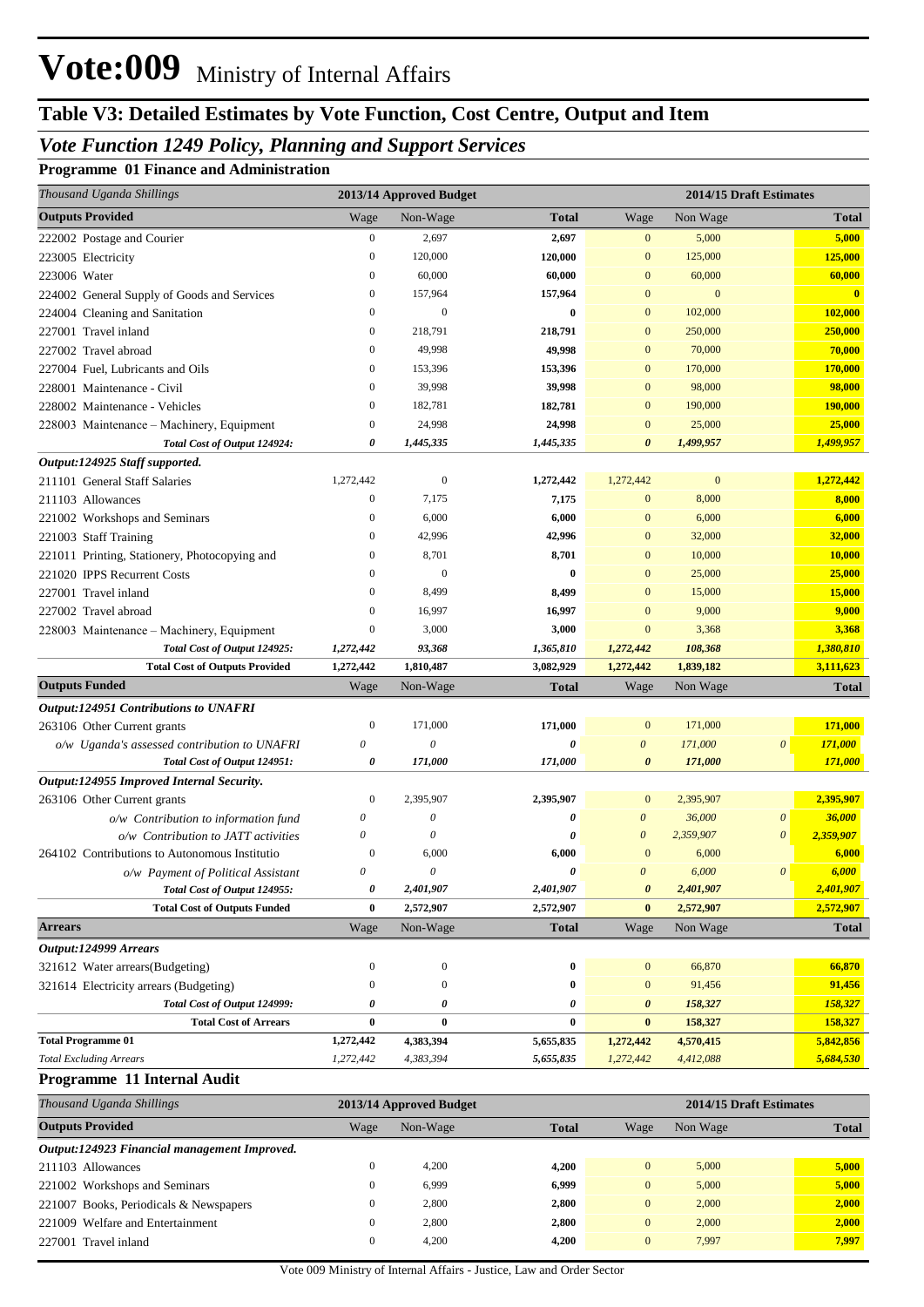# Vote:009 Ministry of Internal Affairs

## Table V3: Detailed Estimates by Vote Function, Cost Centre, Output and Item

### *Vote Function 1249 Policy, Planning and Support Services*

**Programme 01 Finance and Administration**

| *Thousand Uganda Shillings* | 2013/14 Approved Budget | | | 2014/15 Draft Estimates | | | |
|---|---|---|---|---|---|---|---|
| **Outputs Provided** | Wage | Non-Wage | **Total** | Wage | Non Wage | | **Total** |
| 222002 Postage and Courier | 0 | 2,697 | **2,697** | 0 | 5,000 | | **5,000** |
| 223005 Electricity | 0 | 120,000 | **120,000** | 0 | 125,000 | | **125,000** |
| 223006 Water | 0 | 60,000 | **60,000** | 0 | 60,000 | | **60,000** |
| 224002 General Supply of Goods and Services | 0 | 157,964 | **157,964** | 0 | 0 | | **0** |
| 224004 Cleaning and Sanitation | 0 | 0 | **0** | 0 | 102,000 | | **102,000** |
| 227001 Travel inland | 0 | 218,791 | **218,791** | 0 | 250,000 | | **250,000** |
| 227002 Travel abroad | 0 | 49,998 | **49,998** | 0 | 70,000 | | **70,000** |
| 227004 Fuel, Lubricants and Oils | 0 | 153,396 | **153,396** | 0 | 170,000 | | **170,000** |
| 228001 Maintenance - Civil | 0 | 39,998 | **39,998** | 0 | 98,000 | | **98,000** |
| 228002 Maintenance - Vehicles | 0 | 182,781 | **182,781** | 0 | 190,000 | | **190,000** |
| 228003 Maintenance – Machinery, Equipment | 0 | 24,998 | **24,998** | 0 | 25,000 | | **25,000** |
| ***Total Cost of Output 124924:*** | ***0*** | ***1,445,335*** | ***1,445,335*** | ***0*** | ***1,499,957*** | | ***1,499,957*** |
| ***Output:124925 Staff supported.*** | | | | | | | |
| 211101 General Staff Salaries | 1,272,442 | 0 | **1,272,442** | 1,272,442 | 0 | | **1,272,442** |
| 211103 Allowances | 0 | 7,175 | **7,175** | 0 | 8,000 | | **8,000** |
| 221002 Workshops and Seminars | 0 | 6,000 | **6,000** | 0 | 6,000 | | **6,000** |
| 221003 Staff Training | 0 | 42,996 | **42,996** | 0 | 32,000 | | **32,000** |
| 221011 Printing, Stationery, Photocopying and | 0 | 8,701 | **8,701** | 0 | 10,000 | | **10,000** |
| 221020 IPPS Recurrent Costs | 0 | 0 | **0** | 0 | 25,000 | | **25,000** |
| 227001 Travel inland | 0 | 8,499 | **8,499** | 0 | 15,000 | | **15,000** |
| 227002 Travel abroad | 0 | 16,997 | **16,997** | 0 | 9,000 | | **9,000** |
| 228003 Maintenance – Machinery, Equipment | 0 | 3,000 | **3,000** | 0 | 3,368 | | **3,368** |
| ***Total Cost of Output 124925:*** | ***1,272,442*** | ***93,368*** | ***1,365,810*** | ***1,272,442*** | ***108,368*** | | ***1,380,810*** |
| **Total Cost of Outputs Provided** | **1,272,442** | **1,810,487** | **3,082,929** | **1,272,442** | **1,839,182** | | **3,111,623** |
| **Outputs Funded** | Wage | Non-Wage | **Total** | Wage | Non Wage | | **Total** |
| ***Output:124951 Contributions to UNAFRI*** | | | | | | | |
| 263106 Other Current grants | 0 | 171,000 | **171,000** | 0 | 171,000 | | **171,000** |
| *o/w Uganda's assessed contribution to UNAFRI* | *0* | *0* | ***0*** | *0* | *171,000* | *0* | ***171,000*** |
| ***Total Cost of Output 124951:*** | ***0*** | ***171,000*** | ***171,000*** | ***0*** | ***171,000*** | | ***171,000*** |
| ***Output:124955 Improved Internal Security.*** | | | | | | | |
| 263106 Other Current grants | 0 | 2,395,907 | **2,395,907** | 0 | 2,395,907 | | **2,395,907** |
| *o/w Contribution to information fund* | *0* | *0* | ***0*** | *0* | *36,000* | *0* | ***36,000*** |
| *o/w Contribution to JATT activities* | *0* | *0* | ***0*** | *0* | *2,359,907* | *0* | ***2,359,907*** |
| 264102 Contributions to Autonomous Institutio | 0 | 6,000 | **6,000** | 0 | 6,000 | | **6,000** |
| *o/w Payment of Political Assistant* | *0* | *0* | ***0*** | *0* | *6,000* | *0* | ***6,000*** |
| ***Total Cost of Output 124955:*** | ***0*** | ***2,401,907*** | ***2,401,907*** | ***0*** | ***2,401,907*** | | ***2,401,907*** |
| **Total Cost of Outputs Funded** | **0** | **2,572,907** | **2,572,907** | **0** | **2,572,907** | | **2,572,907** |
| **Arrears** | Wage | Non-Wage | **Total** | Wage | Non Wage | | **Total** |
| ***Output:124999 Arrears*** | | | | | | | |
| 321612 Water arrears(Budgeting) | 0 | 0 | **0** | 0 | 66,870 | | **66,870** |
| 321614 Electricity arrears (Budgeting) | 0 | 0 | **0** | 0 | 91,456 | | **91,456** |
| ***Total Cost of Output 124999:*** | ***0*** | ***0*** | ***0*** | ***0*** | ***158,327*** | | ***158,327*** |
| **Total Cost of Arrears** | **0** | **0** | **0** | **0** | **158,327** | | **158,327** |
| **Total Programme 01** | **1,272,442** | **4,383,394** | **5,655,835** | **1,272,442** | **4,570,415** | | **5,842,856** |
| *Total Excluding Arrears* | *1,272,442* | *4,383,394* | *5,655,835* | *1,272,442* | *4,412,088* | | *5,684,530* |

**Programme 11 Internal Audit**

| *Thousand Uganda Shillings* | 2013/14 Approved Budget | | | 2014/15 Draft Estimates | | |
|---|---|---|---|---|---|---|
| **Outputs Provided** | Wage | Non-Wage | **Total** | Wage | Non Wage | **Total** |
| ***Output:124923 Financial management Improved.*** | | | | | | |
| 211103 Allowances | 0 | 4,200 | **4,200** | 0 | 5,000 | **5,000** |
| 221002 Workshops and Seminars | 0 | 6,999 | **6,999** | 0 | 5,000 | **5,000** |
| 221007 Books, Periodicals & Newspapers | 0 | 2,800 | **2,800** | 0 | 2,000 | **2,000** |
| 221009 Welfare and Entertainment | 0 | 2,800 | **2,800** | 0 | 2,000 | **2,000** |
| 227001 Travel inland | 0 | 4,200 | **4,200** | 0 | 7,997 | **7,997** |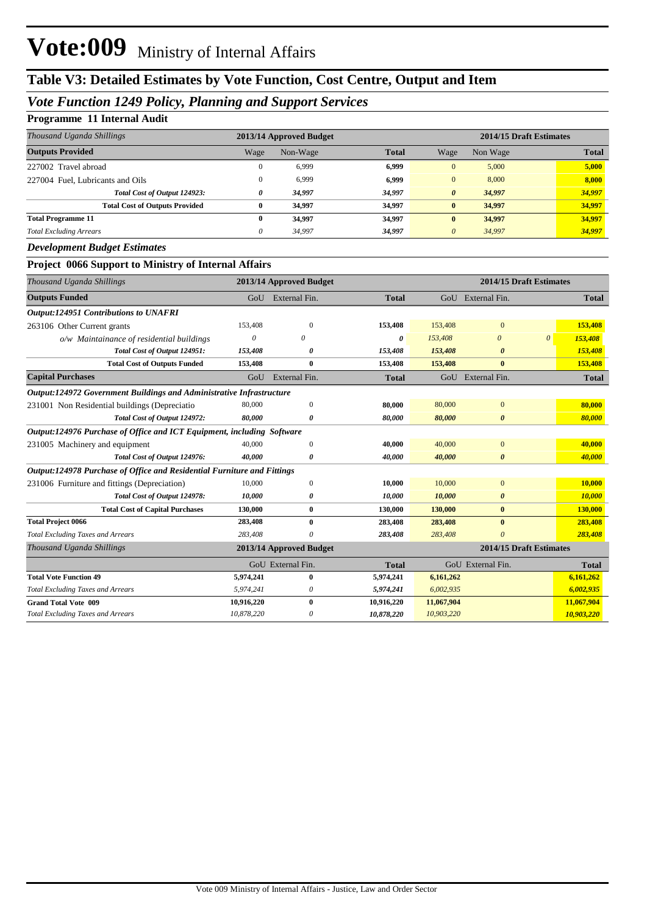# Vote:009 Ministry of Internal Affairs

## Table V3: Detailed Estimates by Vote Function, Cost Centre, Output and Item

### *Vote Function 1249 Policy, Planning and Support Services*

#### Programme 11 Internal Audit

| *Thousand Uganda Shillings* | 2013/14 Approved Budget | | | 2014/15 Draft Estimates | | |
|---|---|---|---|---|---|---|
| **Outputs Provided** | Wage | Non-Wage | **Total** | Wage | Non Wage | **Total** |
| 227002 Travel abroad | 0 | 6,999 | **6,999** | 0 | 5,000 | **5,000** |
| 227004 Fuel, Lubricants and Oils | 0 | 6,999 | **6,999** | 0 | 8,000 | **8,000** |
| ***Total Cost of Output 124923:*** | ***0*** | ***34,997*** | ***34,997*** | ***0*** | ***34,997*** | ***34,997*** |
| **Total Cost of Outputs Provided** | **0** | **34,997** | **34,997** | **0** | **34,997** | **34,997** |
| **Total Programme 11** | **0** | **34,997** | **34,997** | **0** | **34,997** | **34,997** |
| *Total Excluding Arrears* | *0* | *34,997* | ***34,997*** | *0* | *34,997* | ***34,997*** |

#### *Development Budget Estimates*

#### Project 0066 Support to Ministry of Internal Affairs

| *Thousand Uganda Shillings* | 2013/14 Approved Budget | | | 2014/15 Draft Estimates | | | |
|---|---|---|---|---|---|---|---|
| **Outputs Funded** | GoU | External Fin. | **Total** | GoU | External Fin. | | **Total** |
| ***Output:124951 Contributions to UNAFRI*** | | | | | | | |
| 263106 Other Current grants | 153,408 | 0 | **153,408** | 153,408 | 0 | | **153,408** |
| *o/w Maintainance of residential buildings* | *0* | *0* | ***0*** | *153,408* | *0* | *0* | ***153,408*** |
| ***Total Cost of Output 124951:*** | ***153,408*** | ***0*** | ***153,408*** | ***153,408*** | ***0*** | | ***153,408*** |
| **Total Cost of Outputs Funded** | **153,408** | **0** | **153,408** | **153,408** | **0** | | **153,408** |
| **Capital Purchases** | GoU | External Fin. | **Total** | GoU | External Fin. | | **Total** |
| ***Output:124972 Government Buildings and Administrative Infrastructure*** | | | | | | | |
| 231001 Non Residential buildings (Depreciatio | 80,000 | 0 | **80,000** | 80,000 | 0 | | **80,000** |
| ***Total Cost of Output 124972:*** | ***80,000*** | ***0*** | ***80,000*** | ***80,000*** | ***0*** | | ***80,000*** |
| ***Output:124976 Purchase of Office and ICT Equipment, including Software*** | | | | | | | |
| 231005 Machinery and equipment | 40,000 | 0 | **40,000** | 40,000 | 0 | | **40,000** |
| ***Total Cost of Output 124976:*** | ***40,000*** | ***0*** | ***40,000*** | ***40,000*** | ***0*** | | ***40,000*** |
| ***Output:124978 Purchase of Office and Residential Furniture and Fittings*** | | | | | | | |
| 231006 Furniture and fittings (Depreciation) | 10,000 | 0 | **10,000** | 10,000 | 0 | | **10,000** |
| ***Total Cost of Output 124978:*** | ***10,000*** | ***0*** | ***10,000*** | ***10,000*** | ***0*** | | ***10,000*** |
| **Total Cost of Capital Purchases** | **130,000** | **0** | **130,000** | **130,000** | **0** | | **130,000** |
| **Total Project 0066** | **283,408** | **0** | **283,408** | **283,408** | **0** | | **283,408** |
| *Total Excluding Taxes and Arrears* | *283,408* | *0* | ***283,408*** | *283,408* | *0* | | ***283,408*** |

| *Thousand Uganda Shillings* | 2013/14 Approved Budget | | | 2014/15 Draft Estimates | | |
|---|---|---|---|---|---|---|
| | GoU | External Fin. | **Total** | GoU | External Fin. | **Total** |
| **Total Vote Function 49** | **5,974,241** | **0** | **5,974,241** | **6,161,262** | | **6,161,262** |
| *Total Excluding Taxes and Arrears* | *5,974,241* | *0* | ***5,974,241*** | *6,002,935* | | ***6,002,935*** |
| **Grand Total Vote 009** | **10,916,220** | **0** | **10,916,220** | **11,067,904** | | **11,067,904** |
| *Total Excluding Taxes and Arrears* | *10,878,220* | *0* | ***10,878,220*** | *10,903,220* | | ***10,903,220*** |